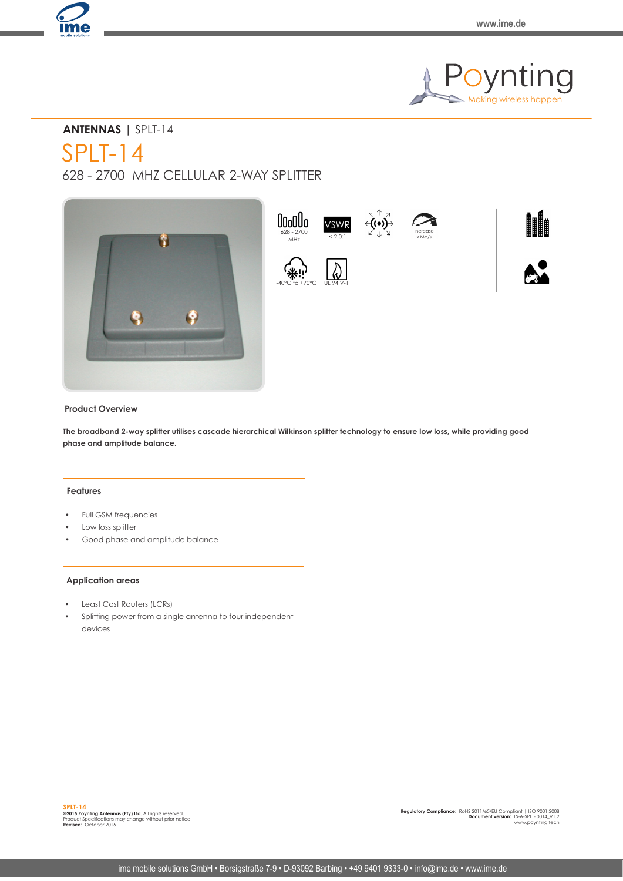**ANTENNAS** | SPLT-14

# SPLT-14

## 628 - 2700 MHZ CELLULAR 2-WAY SPLITTER

628 - 2700 MHz

VSWR < 2.0:1

Increase x Mb/s

-40°C to +70°C

UL 94 V-1

### Product Overview

**The broadband 2-way splitter utilises cascade hierarchical Wilkinson splitter technology to ensure low loss, while providing good phase and amplitude balance.**

### Features

- Full GSM frequencies
- Low loss splitter
- Good phase and amplitude balance

### Application areas

- Least Cost Routers (LCRs)
- Splitting power from a single antenna to four independent devices

**SPLT-14**
**©2015 Poynting Antennas (Pty) Ltd**. All rights reserved.
Product Specifications may change without prior notice
**Revised**: October 2015

**Regulatory Compliance:** RoHS 2011/65/EU Compliant | ISO 9001:2008
**Document version:** TS-A-SPLT- 0014_V1.2
www.poynting.tech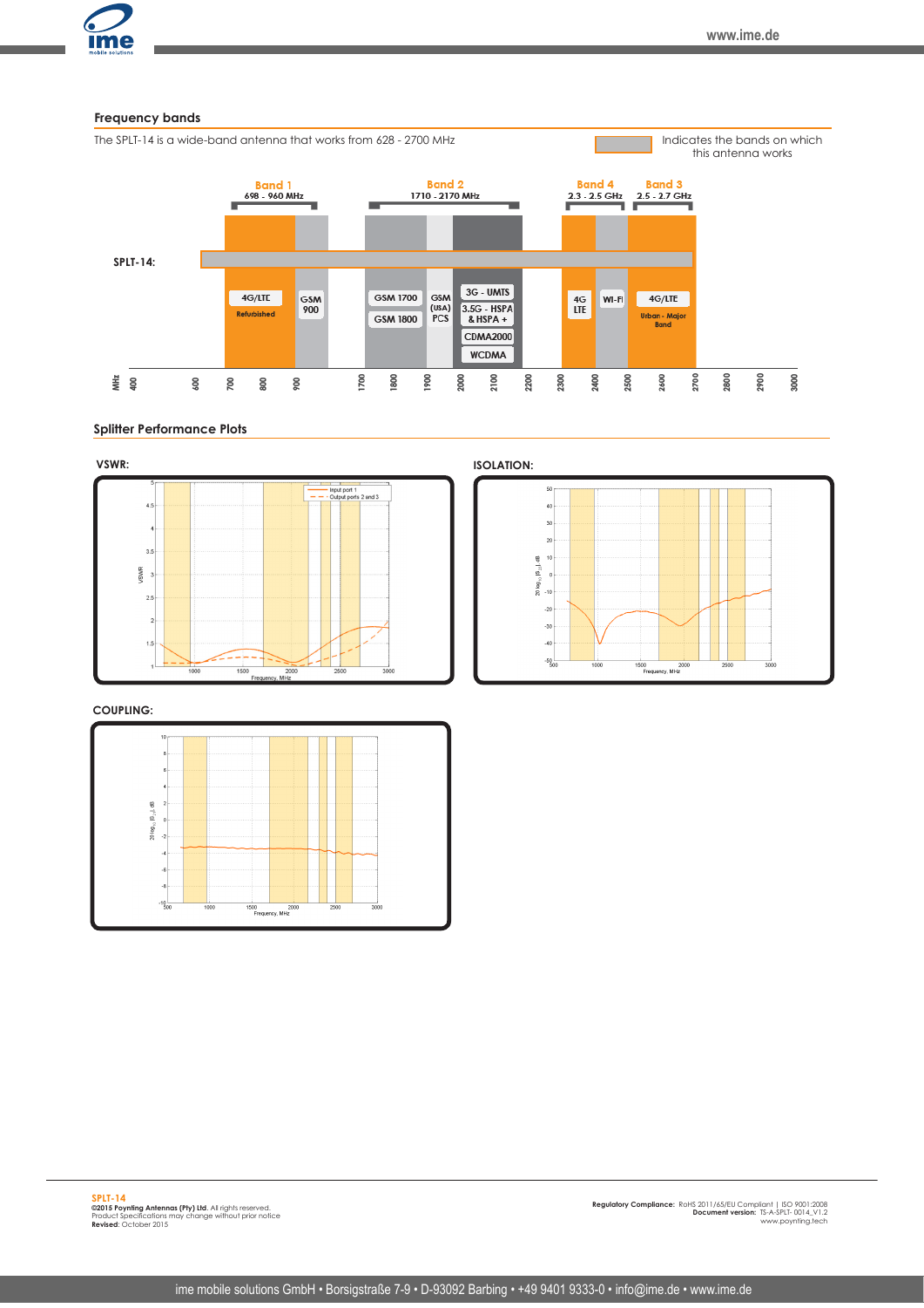## Frequency bands

The SPLT-14 is a wide-band antenna that works from 628 - 2700 MHz

Indicates the bands on which this antenna works

**Band 1** 698 - 960 MHz

**Band 2** 1710 - 2170 MHz

**Band 4** 2.3 - 2.5 GHz

**Band 3** 2.5 - 2.7 GHz

**SPLT-14:**

- 4G/LTE Refurbished
- GSM 900
- GSM 1700
- GSM 1800
- GSM (USA) PCS
- 3G - UMTS
- 3.5G - HSPA & HSPA +
- CDMA2000
- WCDMA
- 4G LTE
- WI-FI
- 4G/LTE Urban - Major Band

MHz: 400, 600, 700, 800, 900, 1700, 1800, 1900, 2000, 2100, 2200, 2300, 2400, 2500, 2600, 2700, 2800, 2900, 3000

## Splitter Performance Plots

**VSWR:**

**ISOLATION:**

**COUPLING:**

**SPLT-14**
**©2015 Poynting Antennas (Pty) Ltd.** All rights reserved.
Product Specifications may change without prior notice
**Revised**: October 2015

**Regulatory Compliance:** RoHS 2011/65/EU Compliant | ISO 9001:2008
**Document version:** TS-A-SPLT- 0014_V1.2
www.poynting.tech

ime mobile solutions GmbH • Borsigstraße 7-9 • D-93092 Barbing • +49 9401 9333-0 • info@ime.de • www.ime.de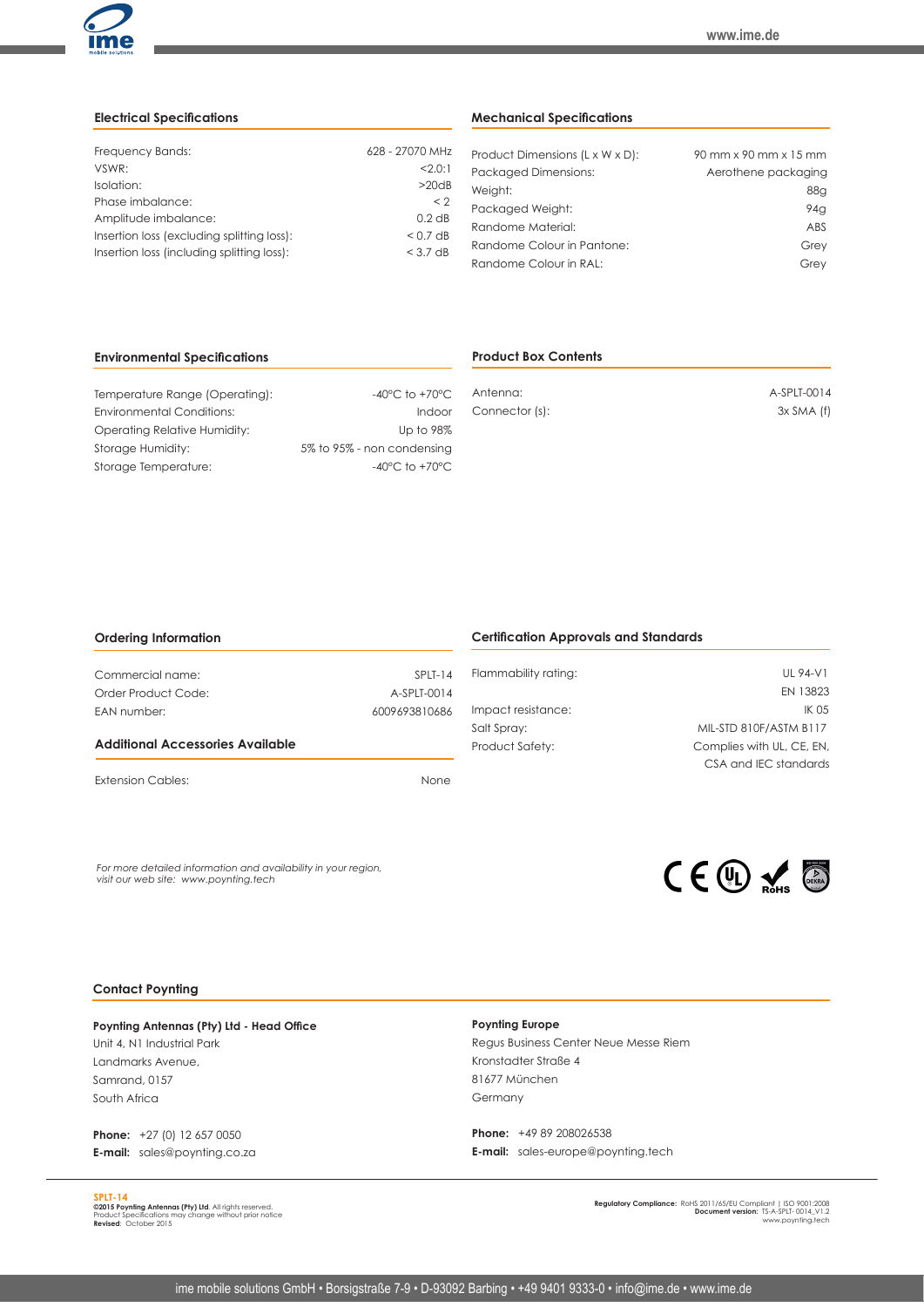## Electrical Specifications

| | |
|---|---|
| Frequency Bands: | 628 - 27070 MHz |
| VSWR: | <2.0:1 |
| Isolation: | >20dB |
| Phase imbalance: | < 2 |
| Amplitude imbalance: | 0.2 dB |
| Insertion loss (excluding splitting loss): | < 0.7 dB |
| Insertion loss (including splitting loss): | < 3.7 dB |

## Mechanical Specifications

| | |
|---|---|
| Product Dimensions (L x W x D): | 90 mm x 90 mm x 15 mm |
| Packaged Dimensions: | Aerothene packaging |
| Weight: | 88g |
| Packaged Weight: | 94g |
| Randome Material: | ABS |
| Randome Colour in Pantone: | Grey |
| Randome Colour in RAL: | Grey |

## Environmental Specifications

| | |
|---|---|
| Temperature Range (Operating): | -40°C to +70°C |
| Environmental Conditions: | Indoor |
| Operating Relative Humidity: | Up to 98% |
| Storage Humidity: | 5% to 95% - non condensing |
| Storage Temperature: | -40°C to +70°C |

## Product Box Contents

| | |
|---|---|
| Antenna: | A-SPLT-0014 |
| Connector (s): | 3x SMA (f) |

## Ordering Information

| | |
|---|---|
| Commercial name: | SPLT-14 |
| Order Product Code: | A-SPLT-0014 |
| EAN number: | 6009693810686 |

## Additional Accessories Available

| | |
|---|---|
| Extension Cables: | None |

## Certification Approvals and Standards

| | |
|---|---|
| Flammability rating: | UL 94-V1<br>EN 13823 |
| Impact resistance: | IK 05 |
| Salt Spray: | MIL-STD 810F/ASTM B117 |
| Product Safety: | Complies with UL, CE, EN, CSA and IEC standards |

*For more detailed information and availability in your region, visit our web site: www.poynting.tech*

## Contact Poynting

**Poynting Antennas (Pty) Ltd - Head Office**
Unit 4, N1 Industrial Park
Landmarks Avenue,
Samrand, 0157
South Africa

**Phone:** +27 (0) 12 657 0050
**E-mail:** sales@poynting.co.za

**Poynting Europe**
Regus Business Center Neue Messe Riem
Kronstadter Straße 4
81677 München
Germany

**Phone:** +49 89 208026538
**E-mail:** sales-europe@poynting.tech

**SPLT-14**
**©2015 Poynting Antennas (Pty) Ltd**. All rights reserved.
Product Specifications may change without prior notice
**Revised**: October 2015

**Regulatory Compliance:** RoHS 2011/65/EU Compliant | ISO 9001:2008
**Document version:** TS-A-SPLT- 0014_V1.2
www.poynting.tech